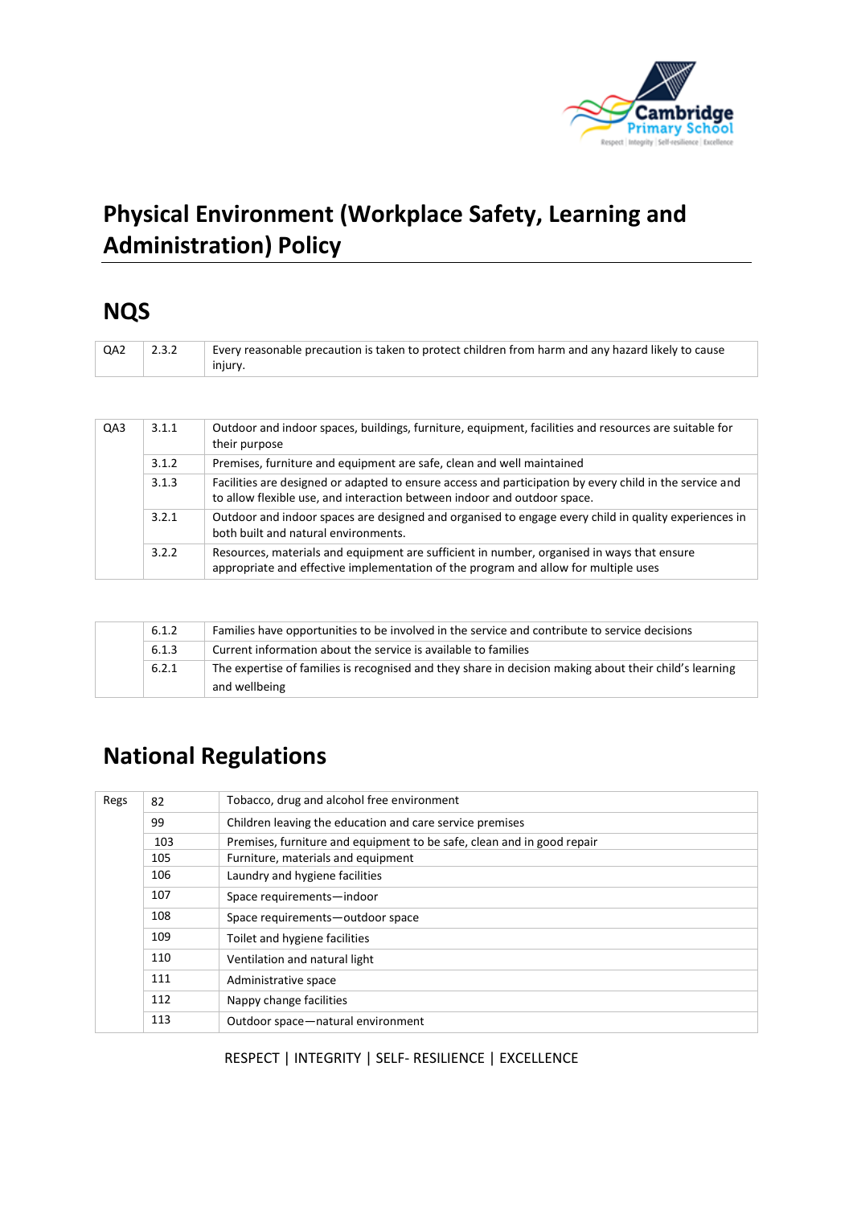# Physical Environment (Workplace Safety, Learning and Administration) Policy

## NQS

| | | |
|---|---|---|
| QA2 | 2.3.2 | Every reasonable precaution is taken to protect children from harm and any hazard likely to cause injury. |

| | | |
|---|---|---|
| QA3 | 3.1.1 | Outdoor and indoor spaces, buildings, furniture, equipment, facilities and resources are suitable for their purpose |
| | 3.1.2 | Premises, furniture and equipment are safe, clean and well maintained |
| | 3.1.3 | Facilities are designed or adapted to ensure access and participation by every child in the service and to allow flexible use, and interaction between indoor and outdoor space. |
| | 3.2.1 | Outdoor and indoor spaces are designed and organised to engage every child in quality experiences in both built and natural environments. |
| | 3.2.2 | Resources, materials and equipment are sufficient in number, organised in ways that ensure appropriate and effective implementation of the program and allow for multiple uses |

| | | |
|---|---|---|
| | 6.1.2 | Families have opportunities to be involved in the service and contribute to service decisions |
| | 6.1.3 | Current information about the service is available to families |
| | 6.2.1 | The expertise of families is recognised and they share in decision making about their child's learning and wellbeing |

## National Regulations

| | | |
|---|---|---|
| Regs | 82 | Tobacco, drug and alcohol free environment |
| | 99 | Children leaving the education and care service premises |
| | 103 | Premises, furniture and equipment to be safe, clean and in good repair |
| | 105 | Furniture, materials and equipment |
| | 106 | Laundry and hygiene facilities |
| | 107 | Space requirements—indoor |
| | 108 | Space requirements—outdoor space |
| | 109 | Toilet and hygiene facilities |
| | 110 | Ventilation and natural light |
| | 111 | Administrative space |
| | 112 | Nappy change facilities |
| | 113 | Outdoor space—natural environment |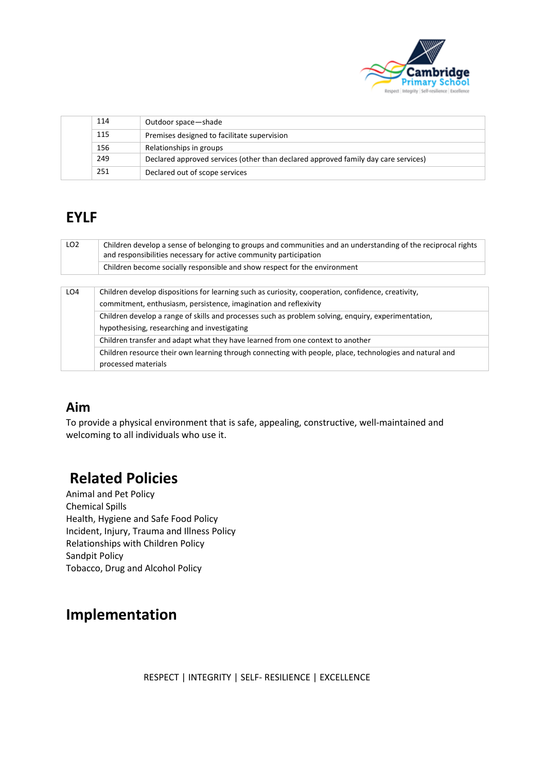|  | 114 | Outdoor space—shade |
|---|---|---|
|  | 115 | Premises designed to facilitate supervision |
|  | 156 | Relationships in groups |
|  | 249 | Declared approved services (other than declared approved family day care services) |
|  | 251 | Declared out of scope services |

# EYLF

| LO2 | Children develop a sense of belonging to groups and communities and an understanding of the reciprocal rights and responsibilities necessary for active community participation |
|---|---|
|  | Children become socially responsible and show respect for the environment |

| LO4 | Children develop dispositions for learning such as curiosity, cooperation, confidence, creativity, commitment, enthusiasm, persistence, imagination and reflexivity |
|---|---|
|  | Children develop a range of skills and processes such as problem solving, enquiry, experimentation, hypothesising, researching and investigating |
|  | Children transfer and adapt what they have learned from one context to another |
|  | Children resource their own learning through connecting with people, place, technologies and natural and processed materials |

## Aim

To provide a physical environment that is safe, appealing, constructive, well-maintained and welcoming to all individuals who use it.

# Related Policies

Animal and Pet Policy
Chemical Spills
Health, Hygiene and Safe Food Policy
Incident, Injury, Trauma and Illness Policy
Relationships with Children Policy
Sandpit Policy
Tobacco, Drug and Alcohol Policy

# Implementation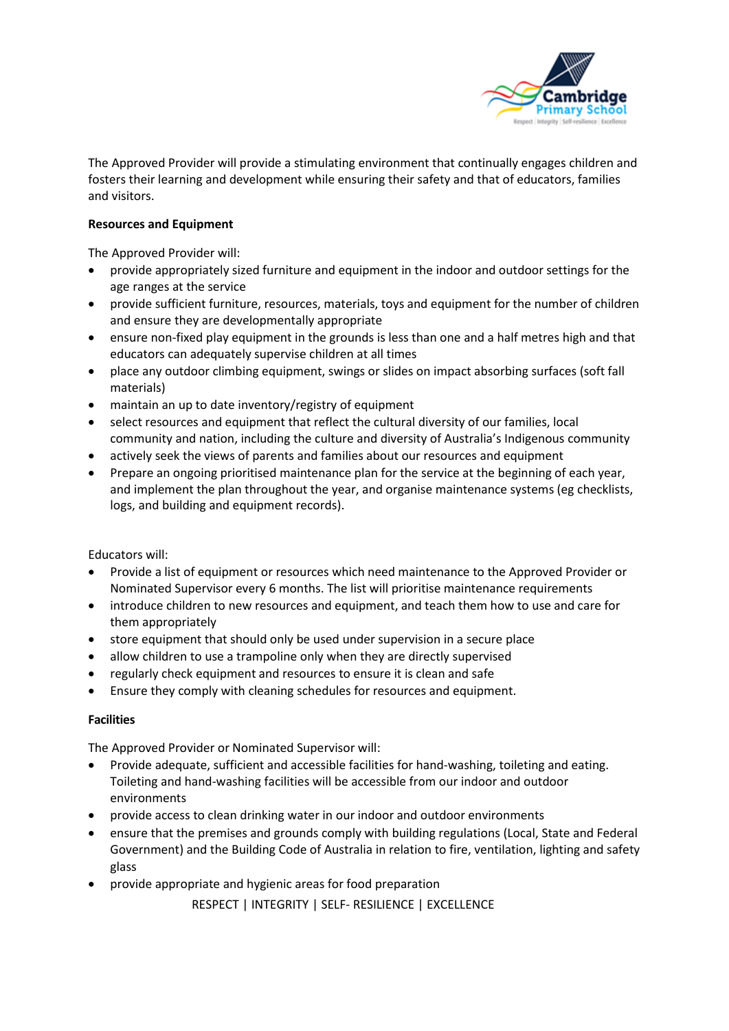The Approved Provider will provide a stimulating environment that continually engages children and fosters their learning and development while ensuring their safety and that of educators, families and visitors.

**Resources and Equipment**

The Approved Provider will:

- provide appropriately sized furniture and equipment in the indoor and outdoor settings for the age ranges at the service
- provide sufficient furniture, resources, materials, toys and equipment for the number of children and ensure they are developmentally appropriate
- ensure non-fixed play equipment in the grounds is less than one and a half metres high and that educators can adequately supervise children at all times
- place any outdoor climbing equipment, swings or slides on impact absorbing surfaces (soft fall materials)
- maintain an up to date inventory/registry of equipment
- select resources and equipment that reflect the cultural diversity of our families, local community and nation, including the culture and diversity of Australia's Indigenous community
- actively seek the views of parents and families about our resources and equipment
- Prepare an ongoing prioritised maintenance plan for the service at the beginning of each year, and implement the plan throughout the year, and organise maintenance systems (eg checklists, logs, and building and equipment records).

Educators will:

- Provide a list of equipment or resources which need maintenance to the Approved Provider or Nominated Supervisor every 6 months. The list will prioritise maintenance requirements
- introduce children to new resources and equipment, and teach them how to use and care for them appropriately
- store equipment that should only be used under supervision in a secure place
- allow children to use a trampoline only when they are directly supervised
- regularly check equipment and resources to ensure it is clean and safe
- Ensure they comply with cleaning schedules for resources and equipment.

**Facilities**

The Approved Provider or Nominated Supervisor will:

- Provide adequate, sufficient and accessible facilities for hand-washing, toileting and eating. Toileting and hand-washing facilities will be accessible from our indoor and outdoor environments
- provide access to clean drinking water in our indoor and outdoor environments
- ensure that the premises and grounds comply with building regulations (Local, State and Federal Government) and the Building Code of Australia in relation to fire, ventilation, lighting and safety glass
- provide appropriate and hygienic areas for food preparation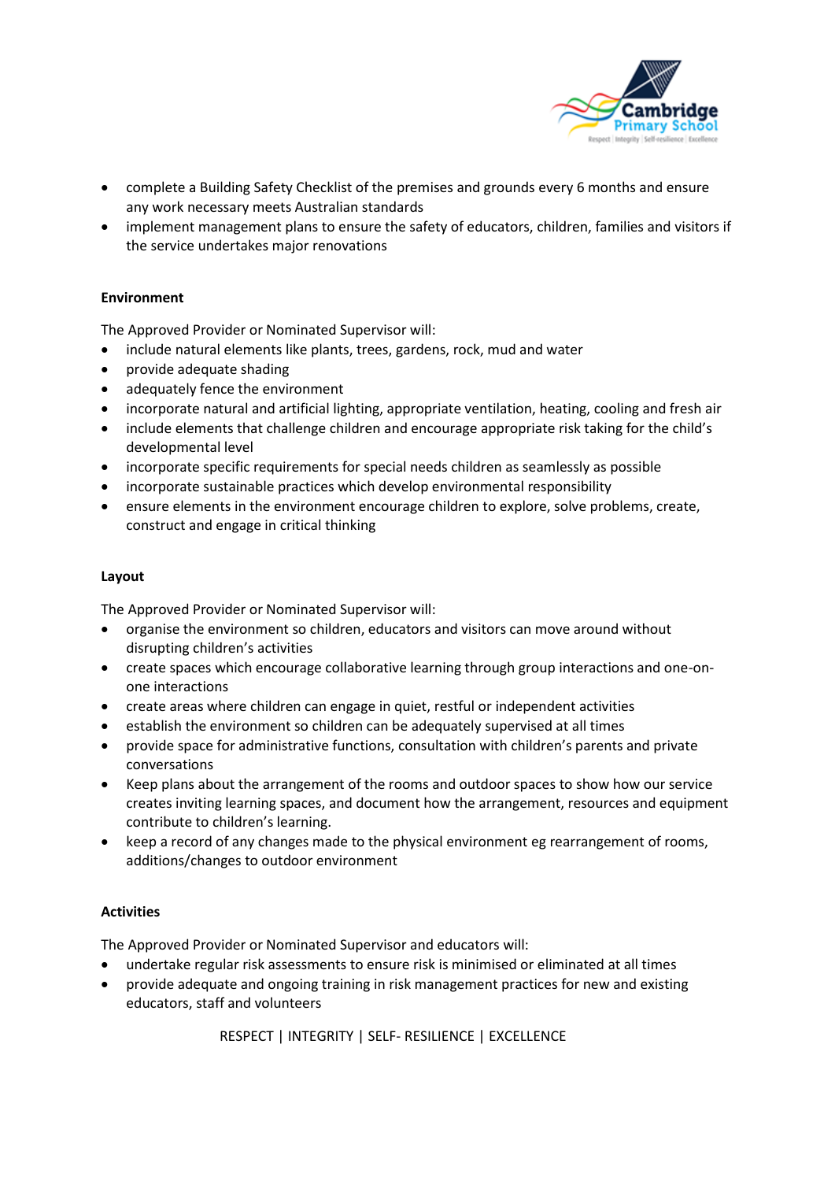- complete a Building Safety Checklist of the premises and grounds every 6 months and ensure any work necessary meets Australian standards
- implement management plans to ensure the safety of educators, children, families and visitors if the service undertakes major renovations

**Environment**

The Approved Provider or Nominated Supervisor will:

- include natural elements like plants, trees, gardens, rock, mud and water
- provide adequate shading
- adequately fence the environment
- incorporate natural and artificial lighting, appropriate ventilation, heating, cooling and fresh air
- include elements that challenge children and encourage appropriate risk taking for the child's developmental level
- incorporate specific requirements for special needs children as seamlessly as possible
- incorporate sustainable practices which develop environmental responsibility
- ensure elements in the environment encourage children to explore, solve problems, create, construct and engage in critical thinking

**Layout**

The Approved Provider or Nominated Supervisor will:

- organise the environment so children, educators and visitors can move around without disrupting children's activities
- create spaces which encourage collaborative learning through group interactions and one-on-one interactions
- create areas where children can engage in quiet, restful or independent activities
- establish the environment so children can be adequately supervised at all times
- provide space for administrative functions, consultation with children's parents and private conversations
- Keep plans about the arrangement of the rooms and outdoor spaces to show how our service creates inviting learning spaces, and document how the arrangement, resources and equipment contribute to children's learning.
- keep a record of any changes made to the physical environment eg rearrangement of rooms, additions/changes to outdoor environment

**Activities**

The Approved Provider or Nominated Supervisor and educators will:

- undertake regular risk assessments to ensure risk is minimised or eliminated at all times
- provide adequate and ongoing training in risk management practices for new and existing educators, staff and volunteers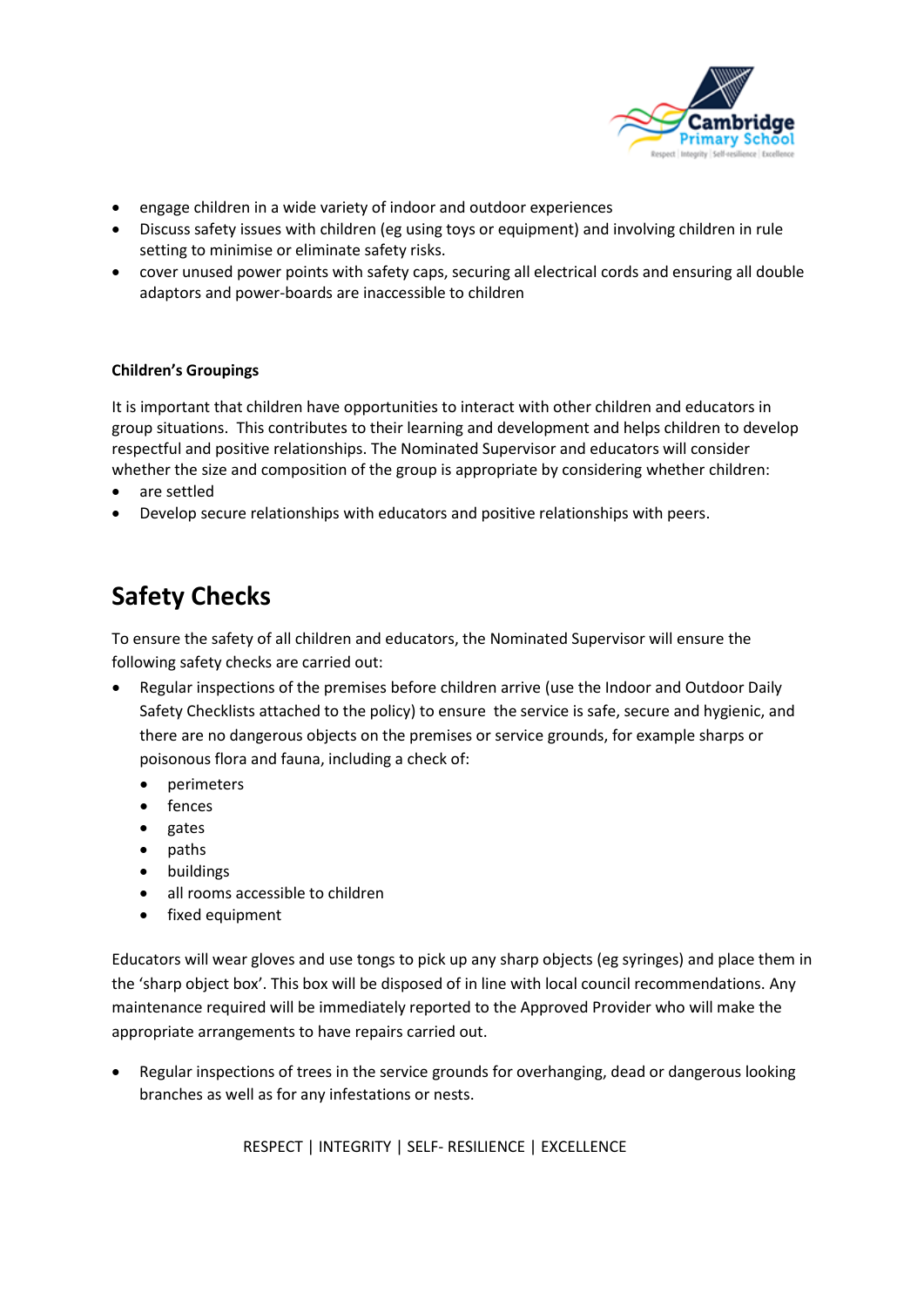- engage children in a wide variety of indoor and outdoor experiences
- Discuss safety issues with children (eg using toys or equipment) and involving children in rule setting to minimise or eliminate safety risks.
- cover unused power points with safety caps, securing all electrical cords and ensuring all double adaptors and power-boards are inaccessible to children

**Children's Groupings**

It is important that children have opportunities to interact with other children and educators in group situations. This contributes to their learning and development and helps children to develop respectful and positive relationships. The Nominated Supervisor and educators will consider whether the size and composition of the group is appropriate by considering whether children:

- are settled
- Develop secure relationships with educators and positive relationships with peers.

## Safety Checks

To ensure the safety of all children and educators, the Nominated Supervisor will ensure the following safety checks are carried out:

- Regular inspections of the premises before children arrive (use the Indoor and Outdoor Daily Safety Checklists attached to the policy) to ensure the service is safe, secure and hygienic, and there are no dangerous objects on the premises or service grounds, for example sharps or poisonous flora and fauna, including a check of:
  - perimeters
  - fences
  - gates
  - paths
  - buildings
  - all rooms accessible to children
  - fixed equipment

Educators will wear gloves and use tongs to pick up any sharp objects (eg syringes) and place them in the 'sharp object box'. This box will be disposed of in line with local council recommendations. Any maintenance required will be immediately reported to the Approved Provider who will make the appropriate arrangements to have repairs carried out.

- Regular inspections of trees in the service grounds for overhanging, dead or dangerous looking branches as well as for any infestations or nests.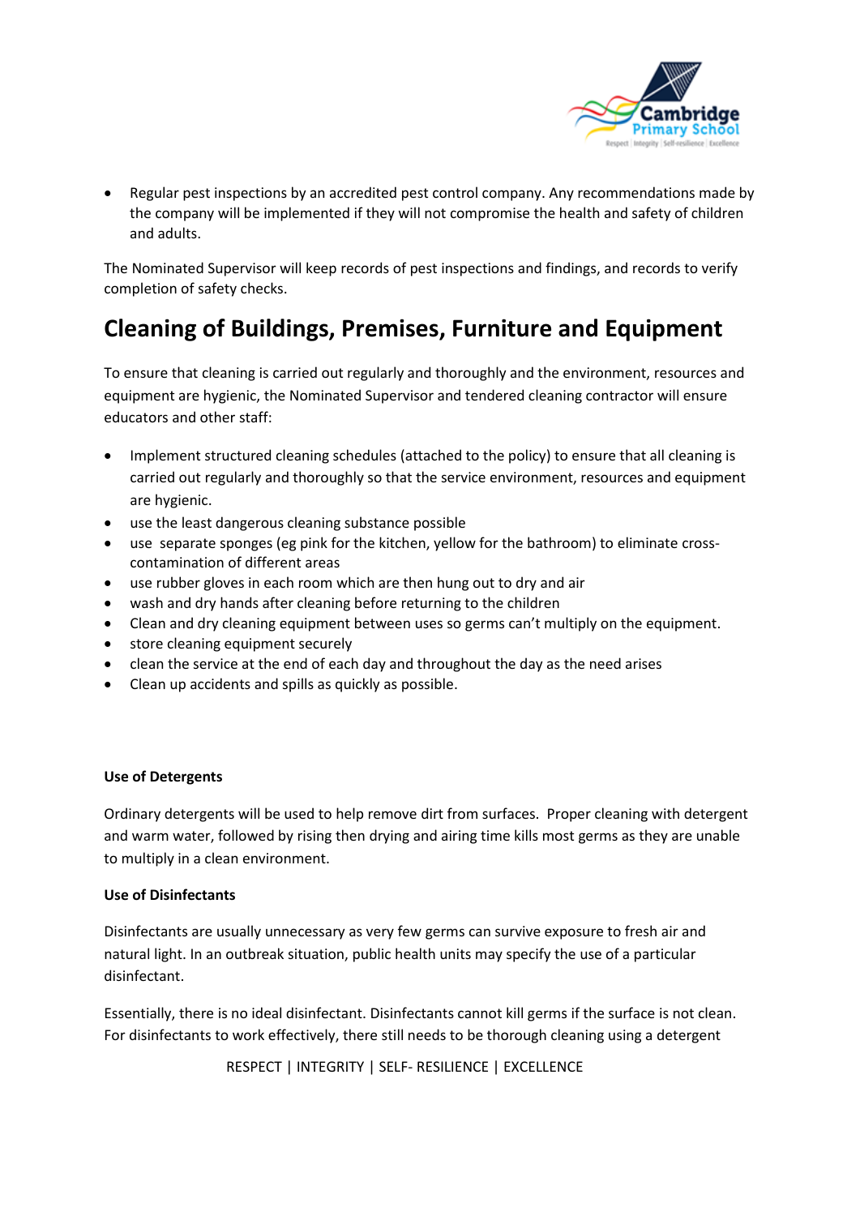- Regular pest inspections by an accredited pest control company. Any recommendations made by the company will be implemented if they will not compromise the health and safety of children and adults.

The Nominated Supervisor will keep records of pest inspections and findings, and records to verify completion of safety checks.

## Cleaning of Buildings, Premises, Furniture and Equipment

To ensure that cleaning is carried out regularly and thoroughly and the environment, resources and equipment are hygienic, the Nominated Supervisor and tendered cleaning contractor will ensure educators and other staff:

- Implement structured cleaning schedules (attached to the policy) to ensure that all cleaning is carried out regularly and thoroughly so that the service environment, resources and equipment are hygienic.
- use the least dangerous cleaning substance possible
- use separate sponges (eg pink for the kitchen, yellow for the bathroom) to eliminate cross-contamination of different areas
- use rubber gloves in each room which are then hung out to dry and air
- wash and dry hands after cleaning before returning to the children
- Clean and dry cleaning equipment between uses so germs can't multiply on the equipment.
- store cleaning equipment securely
- clean the service at the end of each day and throughout the day as the need arises
- Clean up accidents and spills as quickly as possible.

**Use of Detergents**

Ordinary detergents will be used to help remove dirt from surfaces. Proper cleaning with detergent and warm water, followed by rising then drying and airing time kills most germs as they are unable to multiply in a clean environment.

**Use of Disinfectants**

Disinfectants are usually unnecessary as very few germs can survive exposure to fresh air and natural light. In an outbreak situation, public health units may specify the use of a particular disinfectant.

Essentially, there is no ideal disinfectant. Disinfectants cannot kill germs if the surface is not clean. For disinfectants to work effectively, there still needs to be thorough cleaning using a detergent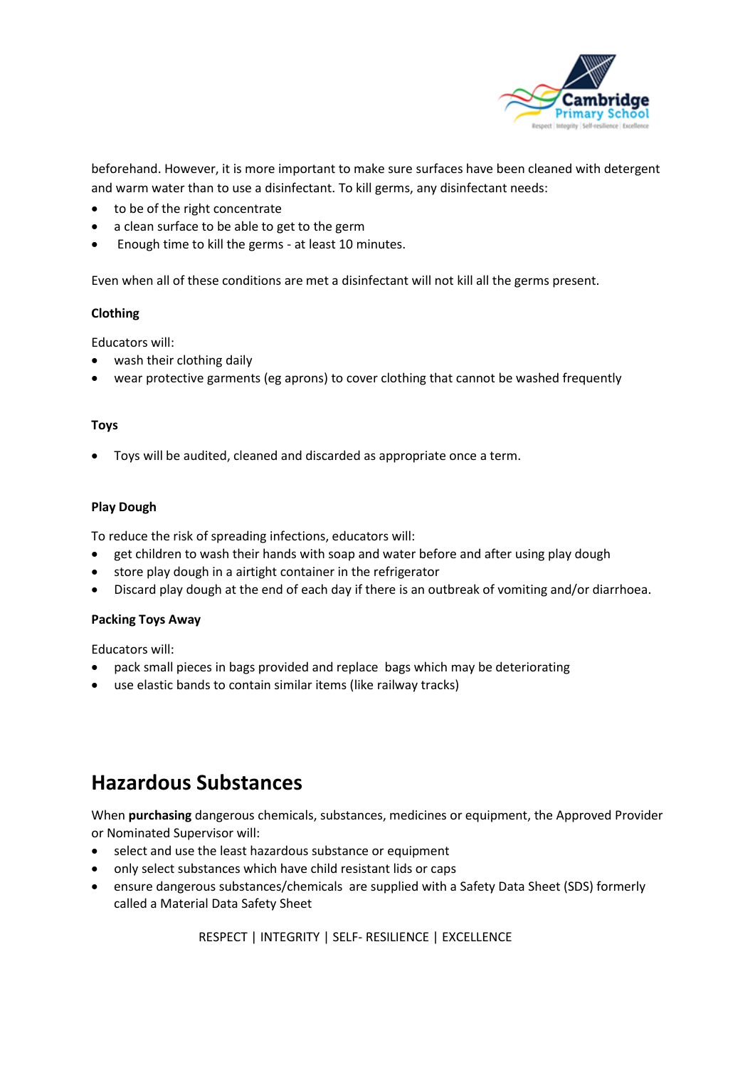beforehand. However, it is more important to make sure surfaces have been cleaned with detergent and warm water than to use a disinfectant. To kill germs, any disinfectant needs:

- to be of the right concentrate
- a clean surface to be able to get to the germ
- Enough time to kill the germs - at least 10 minutes.

Even when all of these conditions are met a disinfectant will not kill all the germs present.

**Clothing**

Educators will:

- wash their clothing daily
- wear protective garments (eg aprons) to cover clothing that cannot be washed frequently

**Toys**

- Toys will be audited, cleaned and discarded as appropriate once a term.

**Play Dough**

To reduce the risk of spreading infections, educators will:

- get children to wash their hands with soap and water before and after using play dough
- store play dough in a airtight container in the refrigerator
- Discard play dough at the end of each day if there is an outbreak of vomiting and/or diarrhoea.

**Packing Toys Away**

Educators will:

- pack small pieces in bags provided and replace bags which may be deteriorating
- use elastic bands to contain similar items (like railway tracks)

# Hazardous Substances

When **purchasing** dangerous chemicals, substances, medicines or equipment, the Approved Provider or Nominated Supervisor will:

- select and use the least hazardous substance or equipment
- only select substances which have child resistant lids or caps
- ensure dangerous substances/chemicals are supplied with a Safety Data Sheet (SDS) formerly called a Material Data Safety Sheet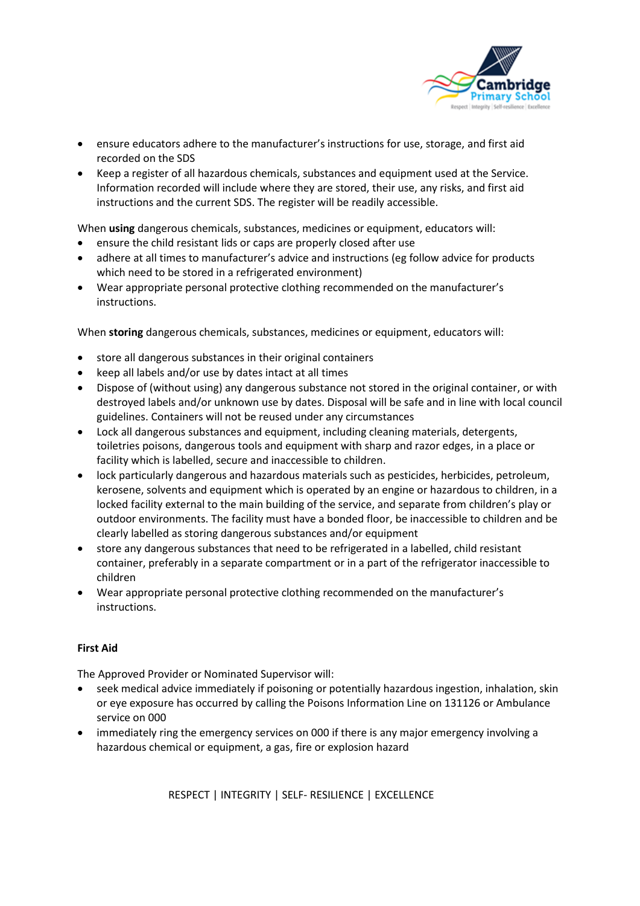- ensure educators adhere to the manufacturer's instructions for use, storage, and first aid recorded on the SDS
- Keep a register of all hazardous chemicals, substances and equipment used at the Service. Information recorded will include where they are stored, their use, any risks, and first aid instructions and the current SDS. The register will be readily accessible.

When **using** dangerous chemicals, substances, medicines or equipment, educators will:

- ensure the child resistant lids or caps are properly closed after use
- adhere at all times to manufacturer's advice and instructions (eg follow advice for products which need to be stored in a refrigerated environment)
- Wear appropriate personal protective clothing recommended on the manufacturer's instructions.

When **storing** dangerous chemicals, substances, medicines or equipment, educators will:

- store all dangerous substances in their original containers
- keep all labels and/or use by dates intact at all times
- Dispose of (without using) any dangerous substance not stored in the original container, or with destroyed labels and/or unknown use by dates. Disposal will be safe and in line with local council guidelines. Containers will not be reused under any circumstances
- Lock all dangerous substances and equipment, including cleaning materials, detergents, toiletries poisons, dangerous tools and equipment with sharp and razor edges, in a place or facility which is labelled, secure and inaccessible to children.
- lock particularly dangerous and hazardous materials such as pesticides, herbicides, petroleum, kerosene, solvents and equipment which is operated by an engine or hazardous to children, in a locked facility external to the main building of the service, and separate from children's play or outdoor environments. The facility must have a bonded floor, be inaccessible to children and be clearly labelled as storing dangerous substances and/or equipment
- store any dangerous substances that need to be refrigerated in a labelled, child resistant container, preferably in a separate compartment or in a part of the refrigerator inaccessible to children
- Wear appropriate personal protective clothing recommended on the manufacturer's instructions.

**First Aid**

The Approved Provider or Nominated Supervisor will:

- seek medical advice immediately if poisoning or potentially hazardous ingestion, inhalation, skin or eye exposure has occurred by calling the Poisons Information Line on 131126 or Ambulance service on 000
- immediately ring the emergency services on 000 if there is any major emergency involving a hazardous chemical or equipment, a gas, fire or explosion hazard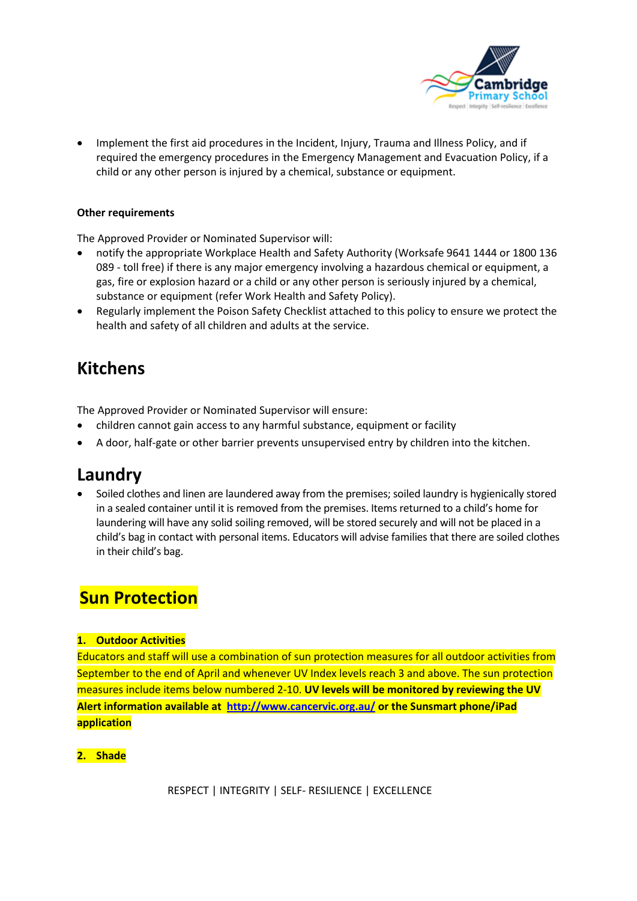- Implement the first aid procedures in the Incident, Injury, Trauma and Illness Policy, and if required the emergency procedures in the Emergency Management and Evacuation Policy, if a child or any other person is injured by a chemical, substance or equipment.

**Other requirements**

The Approved Provider or Nominated Supervisor will:

- notify the appropriate Workplace Health and Safety Authority (Worksafe 9641 1444 or 1800 136 089 - toll free) if there is any major emergency involving a hazardous chemical or equipment, a gas, fire or explosion hazard or a child or any other person is seriously injured by a chemical, substance or equipment (refer Work Health and Safety Policy).
- Regularly implement the Poison Safety Checklist attached to this policy to ensure we protect the health and safety of all children and adults at the service.

## Kitchens

The Approved Provider or Nominated Supervisor will ensure:

- children cannot gain access to any harmful substance, equipment or facility
- A door, half-gate or other barrier prevents unsupervised entry by children into the kitchen.

## Laundry

- Soiled clothes and linen are laundered away from the premises; soiled laundry is hygienically stored in a sealed container until it is removed from the premises. Items returned to a child's home for laundering will have any solid soiling removed, will be stored securely and will not be placed in a child's bag in contact with personal items. Educators will advise families that there are soiled clothes in their child's bag.

## Sun Protection

**1. Outdoor Activities**

Educators and staff will use a combination of sun protection measures for all outdoor activities from September to the end of April and whenever UV Index levels reach 3 and above. The sun protection measures include items below numbered 2-10. **UV levels will be monitored by reviewing the UV Alert information available at [http://www.cancervic.org.au/](http://www.cancervic.org.au/) or the Sunsmart phone/iPad application**

**2. Shade**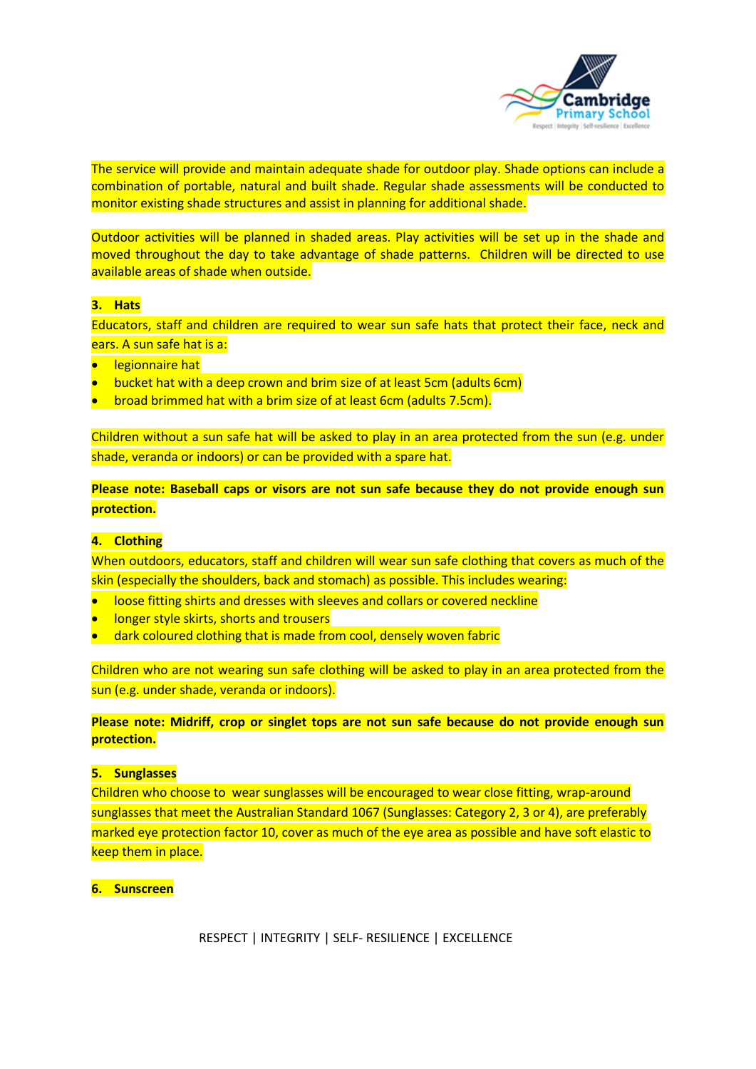The service will provide and maintain adequate shade for outdoor play. Shade options can include a combination of portable, natural and built shade. Regular shade assessments will be conducted to monitor existing shade structures and assist in planning for additional shade.

Outdoor activities will be planned in shaded areas. Play activities will be set up in the shade and moved throughout the day to take advantage of shade patterns. Children will be directed to use available areas of shade when outside.

### 3. Hats

Educators, staff and children are required to wear sun safe hats that protect their face, neck and ears. A sun safe hat is a:

- legionnaire hat
- bucket hat with a deep crown and brim size of at least 5cm (adults 6cm)
- broad brimmed hat with a brim size of at least 6cm (adults 7.5cm).

Children without a sun safe hat will be asked to play in an area protected from the sun (e.g. under shade, veranda or indoors) or can be provided with a spare hat.

**Please note: Baseball caps or visors are not sun safe because they do not provide enough sun protection.**

### 4. Clothing

When outdoors, educators, staff and children will wear sun safe clothing that covers as much of the skin (especially the shoulders, back and stomach) as possible. This includes wearing:

- loose fitting shirts and dresses with sleeves and collars or covered neckline
- longer style skirts, shorts and trousers
- dark coloured clothing that is made from cool, densely woven fabric

Children who are not wearing sun safe clothing will be asked to play in an area protected from the sun (e.g. under shade, veranda or indoors).

**Please note: Midriff, crop or singlet tops are not sun safe because do not provide enough sun protection.**

### 5. Sunglasses

Children who choose to wear sunglasses will be encouraged to wear close fitting, wrap-around sunglasses that meet the Australian Standard 1067 (Sunglasses: Category 2, 3 or 4), are preferably marked eye protection factor 10, cover as much of the eye area as possible and have soft elastic to keep them in place.

### 6. Sunscreen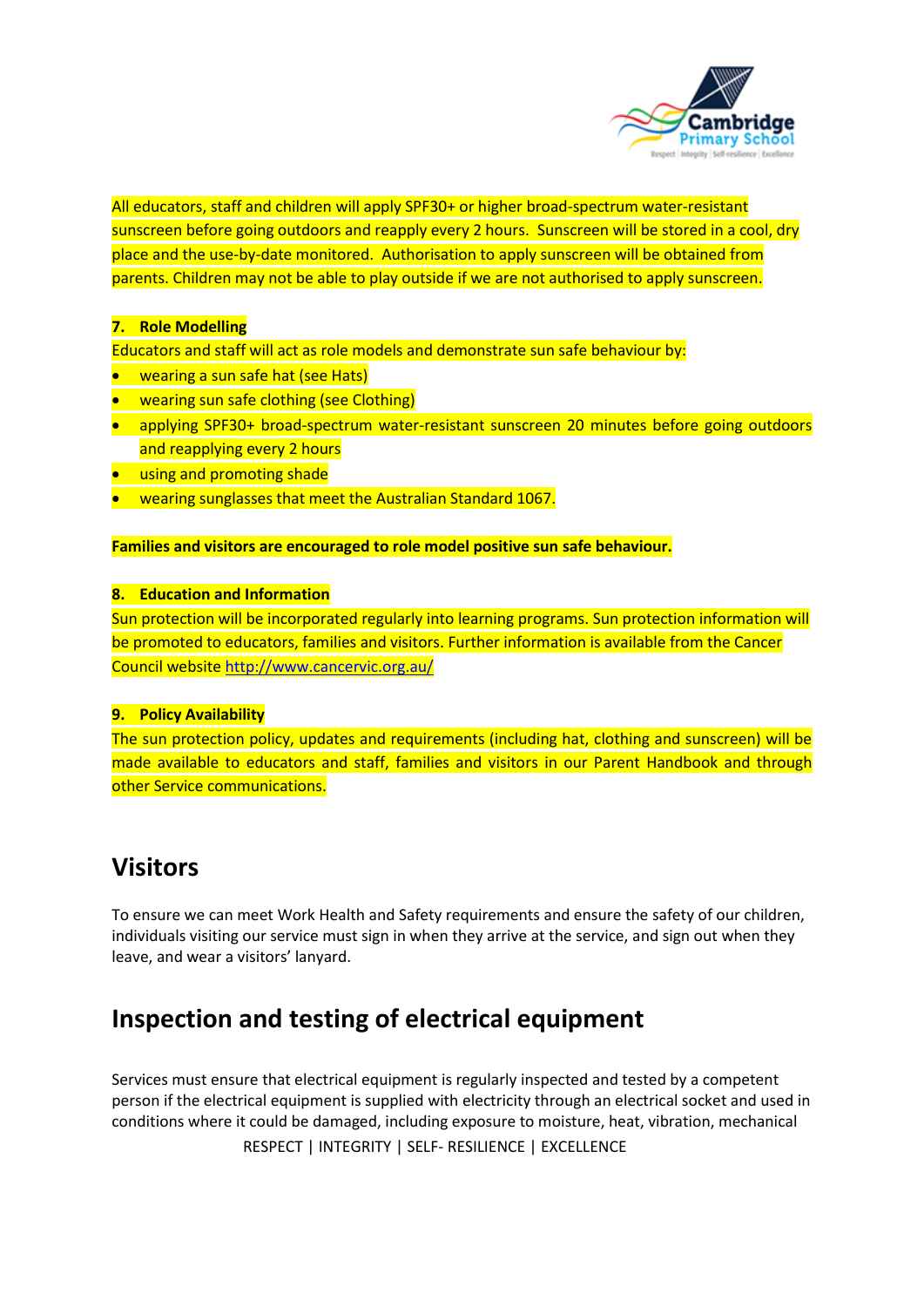All educators, staff and children will apply SPF30+ or higher broad-spectrum water-resistant sunscreen before going outdoors and reapply every 2 hours. Sunscreen will be stored in a cool, dry place and the use-by-date monitored. Authorisation to apply sunscreen will be obtained from parents. Children may not be able to play outside if we are not authorised to apply sunscreen.

**7. Role Modelling**

Educators and staff will act as role models and demonstrate sun safe behaviour by:

- wearing a sun safe hat (see Hats)
- wearing sun safe clothing (see Clothing)
- applying SPF30+ broad-spectrum water-resistant sunscreen 20 minutes before going outdoors and reapplying every 2 hours
- using and promoting shade
- wearing sunglasses that meet the Australian Standard 1067.

**Families and visitors are encouraged to role model positive sun safe behaviour.**

**8. Education and Information**

Sun protection will be incorporated regularly into learning programs. Sun protection information will be promoted to educators, families and visitors. Further information is available from the Cancer Council website http://www.cancervic.org.au/

**9. Policy Availability**

The sun protection policy, updates and requirements (including hat, clothing and sunscreen) will be made available to educators and staff, families and visitors in our Parent Handbook and through other Service communications.

# Visitors

To ensure we can meet Work Health and Safety requirements and ensure the safety of our children, individuals visiting our service must sign in when they arrive at the service, and sign out when they leave, and wear a visitors' lanyard.

# Inspection and testing of electrical equipment

Services must ensure that electrical equipment is regularly inspected and tested by a competent person if the electrical equipment is supplied with electricity through an electrical socket and used in conditions where it could be damaged, including exposure to moisture, heat, vibration, mechanical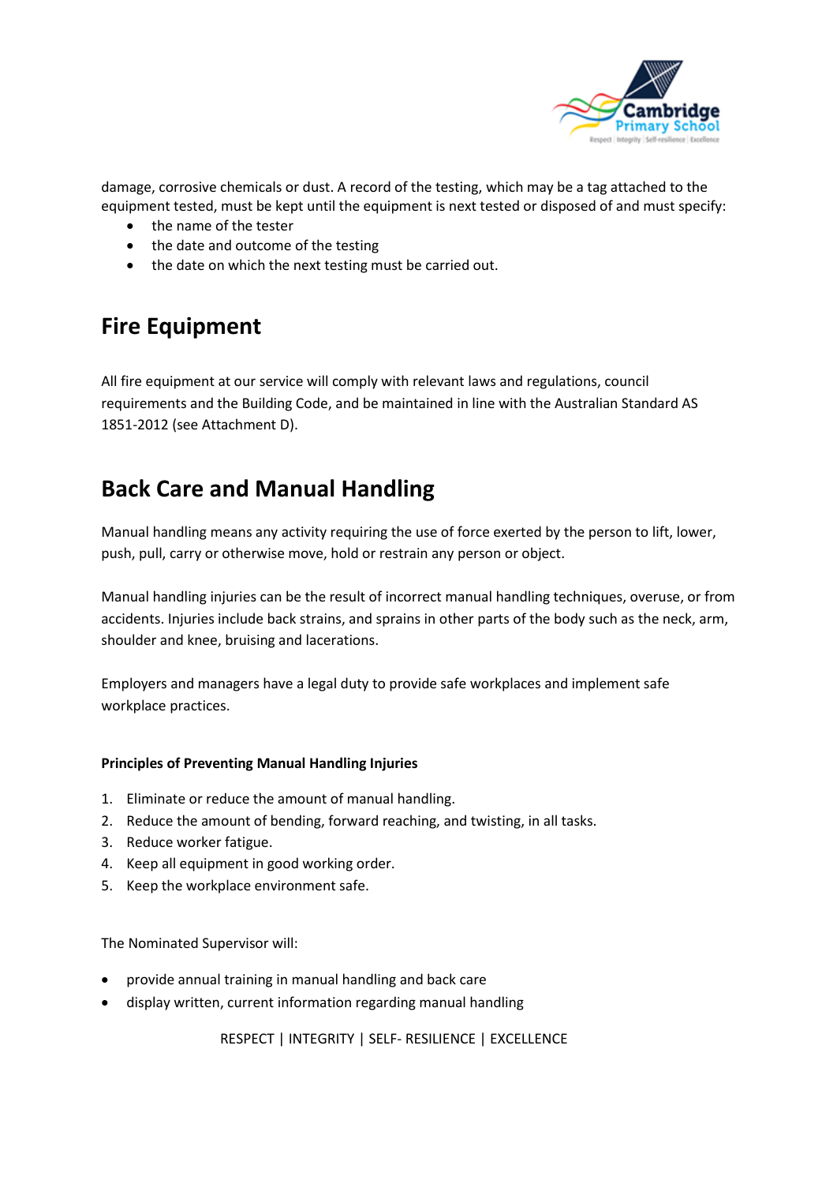damage, corrosive chemicals or dust. A record of the testing, which may be a tag attached to the equipment tested, must be kept until the equipment is next tested or disposed of and must specify:

- the name of the tester
- the date and outcome of the testing
- the date on which the next testing must be carried out.

## Fire Equipment

All fire equipment at our service will comply with relevant laws and regulations, council requirements and the Building Code, and be maintained in line with the Australian Standard AS 1851-2012 (see Attachment D).

## Back Care and Manual Handling

Manual handling means any activity requiring the use of force exerted by the person to lift, lower, push, pull, carry or otherwise move, hold or restrain any person or object.

Manual handling injuries can be the result of incorrect manual handling techniques, overuse, or from accidents. Injuries include back strains, and sprains in other parts of the body such as the neck, arm, shoulder and knee, bruising and lacerations.

Employers and managers have a legal duty to provide safe workplaces and implement safe workplace practices.

**Principles of Preventing Manual Handling Injuries**

1. Eliminate or reduce the amount of manual handling.
2. Reduce the amount of bending, forward reaching, and twisting, in all tasks.
3. Reduce worker fatigue.
4. Keep all equipment in good working order.
5. Keep the workplace environment safe.

The Nominated Supervisor will:

- provide annual training in manual handling and back care
- display written, current information regarding manual handling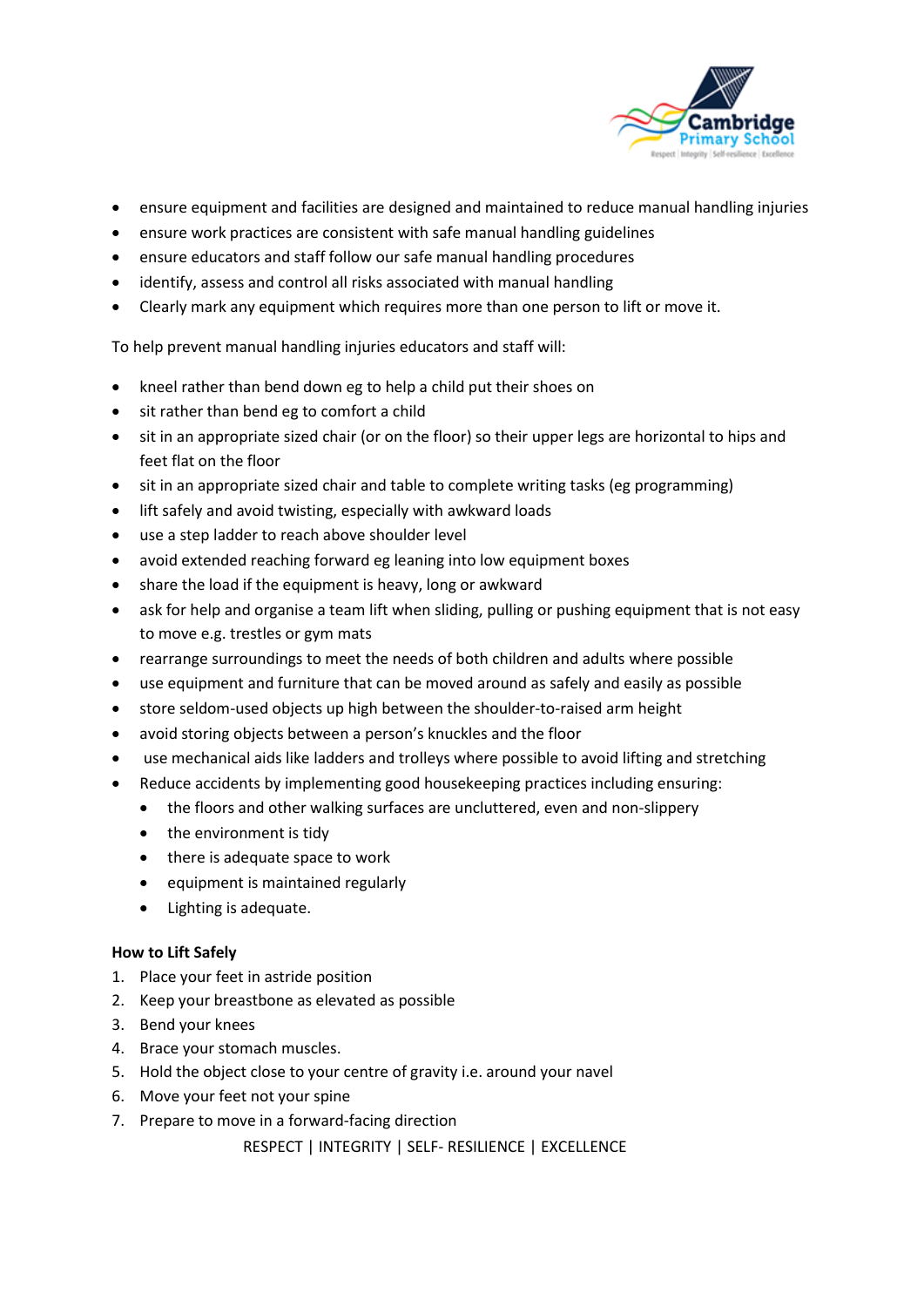- ensure equipment and facilities are designed and maintained to reduce manual handling injuries
- ensure work practices are consistent with safe manual handling guidelines
- ensure educators and staff follow our safe manual handling procedures
- identify, assess and control all risks associated with manual handling
- Clearly mark any equipment which requires more than one person to lift or move it.

To help prevent manual handling injuries educators and staff will:

- kneel rather than bend down eg to help a child put their shoes on
- sit rather than bend eg to comfort a child
- sit in an appropriate sized chair (or on the floor) so their upper legs are horizontal to hips and feet flat on the floor
- sit in an appropriate sized chair and table to complete writing tasks (eg programming)
- lift safely and avoid twisting, especially with awkward loads
- use a step ladder to reach above shoulder level
- avoid extended reaching forward eg leaning into low equipment boxes
- share the load if the equipment is heavy, long or awkward
- ask for help and organise a team lift when sliding, pulling or pushing equipment that is not easy to move e.g. trestles or gym mats
- rearrange surroundings to meet the needs of both children and adults where possible
- use equipment and furniture that can be moved around as safely and easily as possible
- store seldom-used objects up high between the shoulder-to-raised arm height
- avoid storing objects between a person's knuckles and the floor
- use mechanical aids like ladders and trolleys where possible to avoid lifting and stretching
- Reduce accidents by implementing good housekeeping practices including ensuring:
  - the floors and other walking surfaces are uncluttered, even and non-slippery
  - the environment is tidy
  - there is adequate space to work
  - equipment is maintained regularly
  - Lighting is adequate.

**How to Lift Safely**

1. Place your feet in astride position
2. Keep your breastbone as elevated as possible
3. Bend your knees
4. Brace your stomach muscles.
5. Hold the object close to your centre of gravity i.e. around your navel
6. Move your feet not your spine
7. Prepare to move in a forward-facing direction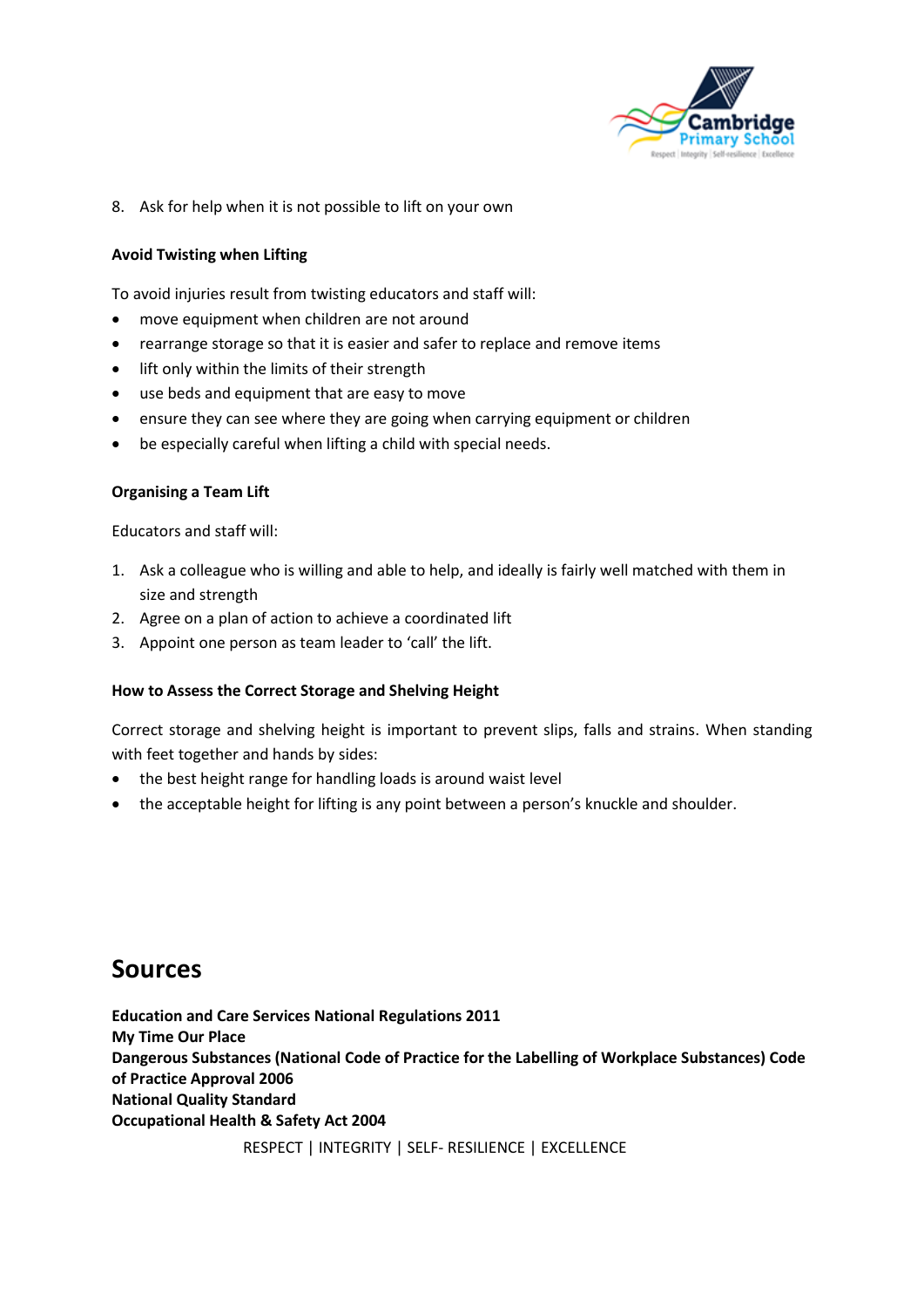8. Ask for help when it is not possible to lift on your own

**Avoid Twisting when Lifting**

To avoid injuries result from twisting educators and staff will:

- move equipment when children are not around
- rearrange storage so that it is easier and safer to replace and remove items
- lift only within the limits of their strength
- use beds and equipment that are easy to move
- ensure they can see where they are going when carrying equipment or children
- be especially careful when lifting a child with special needs.

**Organising a Team Lift**

Educators and staff will:

1. Ask a colleague who is willing and able to help, and ideally is fairly well matched with them in size and strength
2. Agree on a plan of action to achieve a coordinated lift
3. Appoint one person as team leader to 'call' the lift.

**How to Assess the Correct Storage and Shelving Height**

Correct storage and shelving height is important to prevent slips, falls and strains. When standing with feet together and hands by sides:

- the best height range for handling loads is around waist level
- the acceptable height for lifting is any point between a person's knuckle and shoulder.

# Sources

**Education and Care Services National Regulations 2011**
**My Time Our Place**
**Dangerous Substances (National Code of Practice for the Labelling of Workplace Substances) Code of Practice Approval 2006**
**National Quality Standard**
**Occupational Health & Safety Act 2004**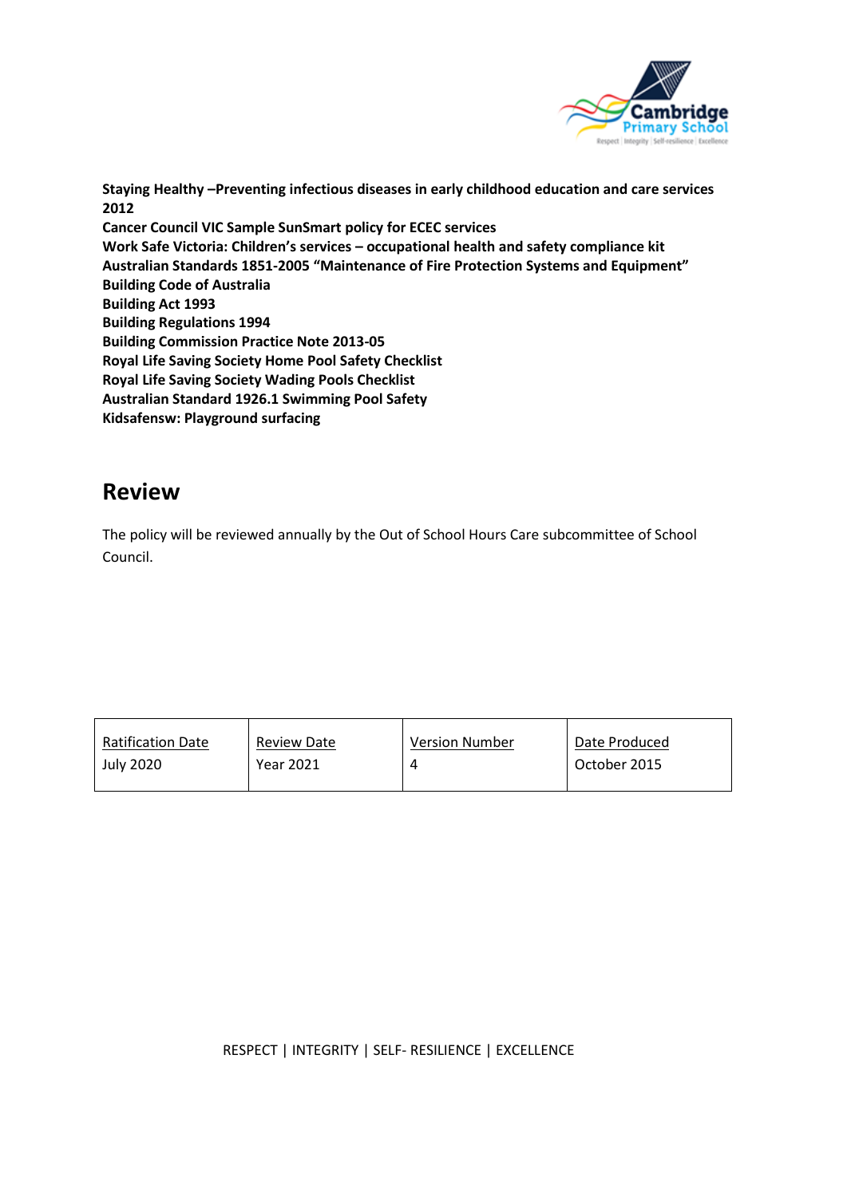**Staying Healthy –Preventing infectious diseases in early childhood education and care services 2012**
**Cancer Council VIC Sample SunSmart policy for ECEC services**
**Work Safe Victoria: Children's services – occupational health and safety compliance kit**
**Australian Standards 1851-2005 "Maintenance of Fire Protection Systems and Equipment"**
**Building Code of Australia**
**Building Act 1993**
**Building Regulations 1994**
**Building Commission Practice Note 2013-05**
**Royal Life Saving Society Home Pool Safety Checklist**
**Royal Life Saving Society Wading Pools Checklist**
**Australian Standard 1926.1 Swimming Pool Safety**
**Kidsafensw: Playground surfacing**

## Review

The policy will be reviewed annually by the Out of School Hours Care subcommittee of School Council.

| Ratification Date | Review Date | Version Number | Date Produced |
|---|---|---|---|
| July 2020 | Year 2021 | 4 | October 2015 |

RESPECT | INTEGRITY | SELF- RESILIENCE | EXCELLENCE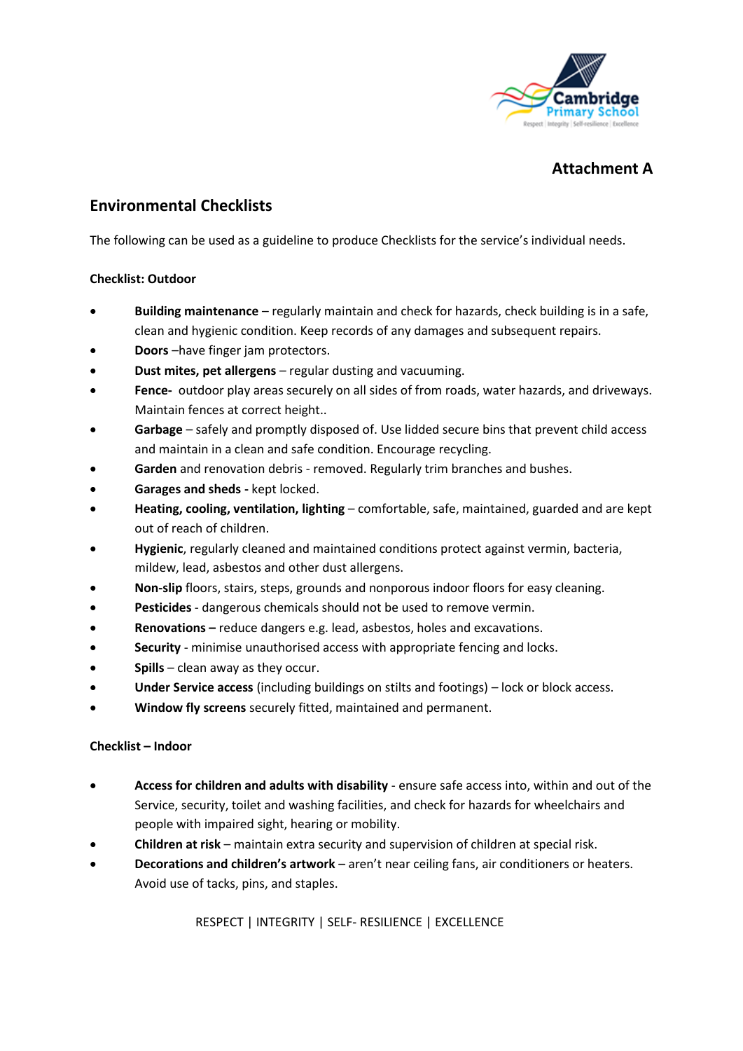**Attachment A**

## Environmental Checklists

The following can be used as a guideline to produce Checklists for the service's individual needs.

**Checklist: Outdoor**

- **Building maintenance** – regularly maintain and check for hazards, check building is in a safe, clean and hygienic condition. Keep records of any damages and subsequent repairs.
- **Doors** –have finger jam protectors.
- **Dust mites, pet allergens** – regular dusting and vacuuming.
- **Fence-** outdoor play areas securely on all sides of from roads, water hazards, and driveways. Maintain fences at correct height..
- **Garbage** – safely and promptly disposed of. Use lidded secure bins that prevent child access and maintain in a clean and safe condition. Encourage recycling.
- **Garden** and renovation debris - removed. Regularly trim branches and bushes.
- **Garages and sheds -** kept locked.
- **Heating, cooling, ventilation, lighting** – comfortable, safe, maintained, guarded and are kept out of reach of children.
- **Hygienic**, regularly cleaned and maintained conditions protect against vermin, bacteria, mildew, lead, asbestos and other dust allergens.
- **Non-slip** floors, stairs, steps, grounds and nonporous indoor floors for easy cleaning.
- **Pesticides** - dangerous chemicals should not be used to remove vermin.
- **Renovations –** reduce dangers e.g. lead, asbestos, holes and excavations.
- **Security** - minimise unauthorised access with appropriate fencing and locks.
- **Spills** – clean away as they occur.
- **Under Service access** (including buildings on stilts and footings) – lock or block access.
- **Window fly screens** securely fitted, maintained and permanent.

**Checklist – Indoor**

- **Access for children and adults with disability** - ensure safe access into, within and out of the Service, security, toilet and washing facilities, and check for hazards for wheelchairs and people with impaired sight, hearing or mobility.
- **Children at risk** – maintain extra security and supervision of children at special risk.
- **Decorations and children's artwork** – aren't near ceiling fans, air conditioners or heaters. Avoid use of tacks, pins, and staples.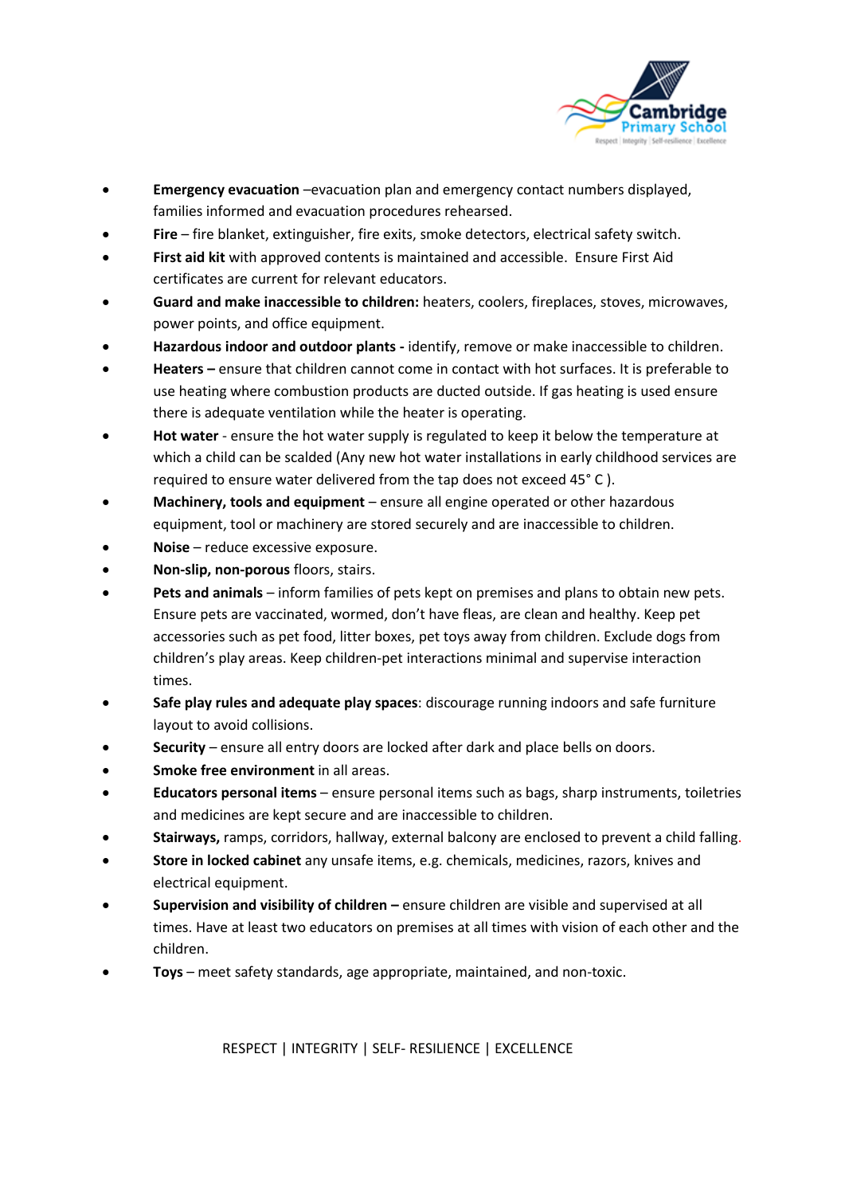- **Emergency evacuation** –evacuation plan and emergency contact numbers displayed, families informed and evacuation procedures rehearsed.
- **Fire** – fire blanket, extinguisher, fire exits, smoke detectors, electrical safety switch.
- **First aid kit** with approved contents is maintained and accessible. Ensure First Aid certificates are current for relevant educators.
- **Guard and make inaccessible to children:** heaters, coolers, fireplaces, stoves, microwaves, power points, and office equipment.
- **Hazardous indoor and outdoor plants -** identify, remove or make inaccessible to children.
- **Heaters –** ensure that children cannot come in contact with hot surfaces. It is preferable to use heating where combustion products are ducted outside. If gas heating is used ensure there is adequate ventilation while the heater is operating.
- **Hot water** - ensure the hot water supply is regulated to keep it below the temperature at which a child can be scalded (Any new hot water installations in early childhood services are required to ensure water delivered from the tap does not exceed 45° C ).
- **Machinery, tools and equipment** – ensure all engine operated or other hazardous equipment, tool or machinery are stored securely and are inaccessible to children.
- **Noise** – reduce excessive exposure.
- **Non-slip, non-porous** floors, stairs.
- **Pets and animals** – inform families of pets kept on premises and plans to obtain new pets. Ensure pets are vaccinated, wormed, don't have fleas, are clean and healthy. Keep pet accessories such as pet food, litter boxes, pet toys away from children. Exclude dogs from children's play areas. Keep children-pet interactions minimal and supervise interaction times.
- **Safe play rules and adequate play spaces**: discourage running indoors and safe furniture layout to avoid collisions.
- **Security** – ensure all entry doors are locked after dark and place bells on doors.
- **Smoke free environment** in all areas.
- **Educators personal items** – ensure personal items such as bags, sharp instruments, toiletries and medicines are kept secure and are inaccessible to children.
- **Stairways,** ramps, corridors, hallway, external balcony are enclosed to prevent a child falling.
- **Store in locked cabinet** any unsafe items, e.g. chemicals, medicines, razors, knives and electrical equipment.
- **Supervision and visibility of children –** ensure children are visible and supervised at all times. Have at least two educators on premises at all times with vision of each other and the children.
- **Toys** – meet safety standards, age appropriate, maintained, and non-toxic.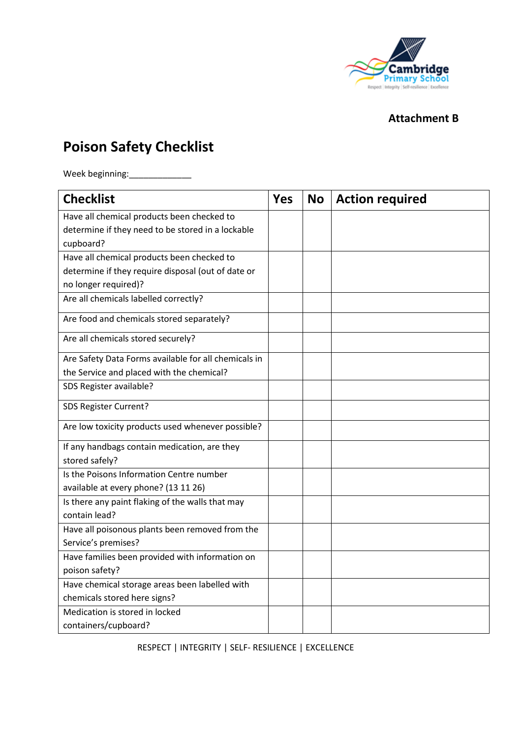**Attachment B**

# Poison Safety Checklist

Week beginning:_____________

| Checklist | Yes | No | Action required |
|---|---|---|---|
| Have all chemical products been checked to determine if they need to be stored in a lockable cupboard? | | | |
| Have all chemical products been checked to determine if they require disposal (out of date or no longer required)? | | | |
| Are all chemicals labelled correctly? | | | |
| Are food and chemicals stored separately? | | | |
| Are all chemicals stored securely? | | | |
| Are Safety Data Forms available for all chemicals in the Service and placed with the chemical? | | | |
| SDS Register available? | | | |
| SDS Register Current? | | | |
| Are low toxicity products used whenever possible? | | | |
| If any handbags contain medication, are they stored safely? | | | |
| Is the Poisons Information Centre number available at every phone? (13 11 26) | | | |
| Is there any paint flaking of the walls that may contain lead? | | | |
| Have all poisonous plants been removed from the Service's premises? | | | |
| Have families been provided with information on poison safety? | | | |
| Have chemical storage areas been labelled with chemicals stored here signs? | | | |
| Medication is stored in locked containers/cupboard? | | | |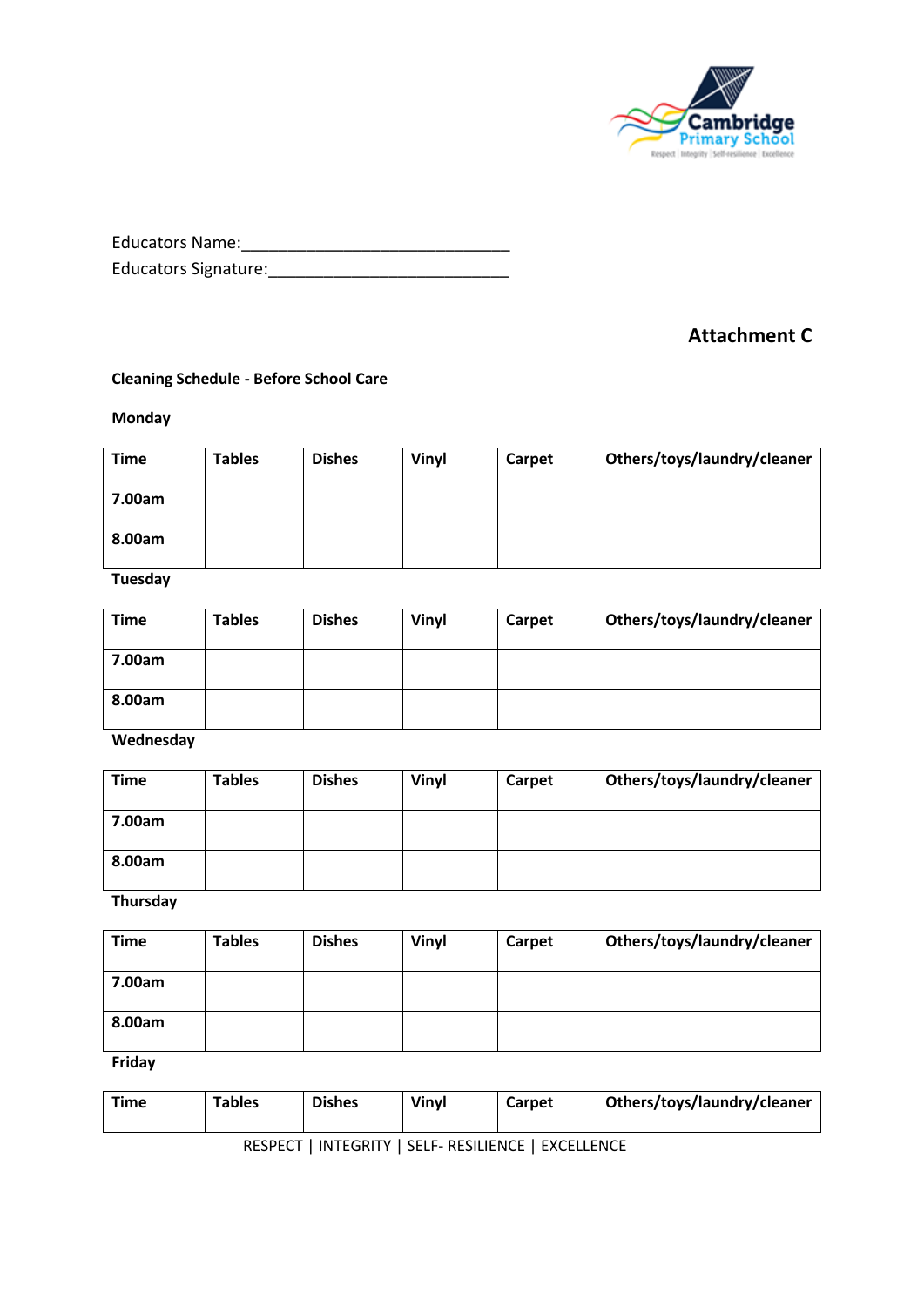Educators Name:______________________________
Educators Signature:__________________________

## Attachment C

**Cleaning Schedule - Before School Care**

**Monday**

| Time | Tables | Dishes | Vinyl | Carpet | Others/toys/laundry/cleaner |
|---|---|---|---|---|---|
| 7.00am | | | | | |
| 8.00am | | | | | |

**Tuesday**

| Time | Tables | Dishes | Vinyl | Carpet | Others/toys/laundry/cleaner |
|---|---|---|---|---|---|
| 7.00am | | | | | |
| 8.00am | | | | | |

**Wednesday**

| Time | Tables | Dishes | Vinyl | Carpet | Others/toys/laundry/cleaner |
|---|---|---|---|---|---|
| 7.00am | | | | | |
| 8.00am | | | | | |

**Thursday**

| Time | Tables | Dishes | Vinyl | Carpet | Others/toys/laundry/cleaner |
|---|---|---|---|---|---|
| 7.00am | | | | | |
| 8.00am | | | | | |

**Friday**

| Time | Tables | Dishes | Vinyl | Carpet | Others/toys/laundry/cleaner |
|---|---|---|---|---|---|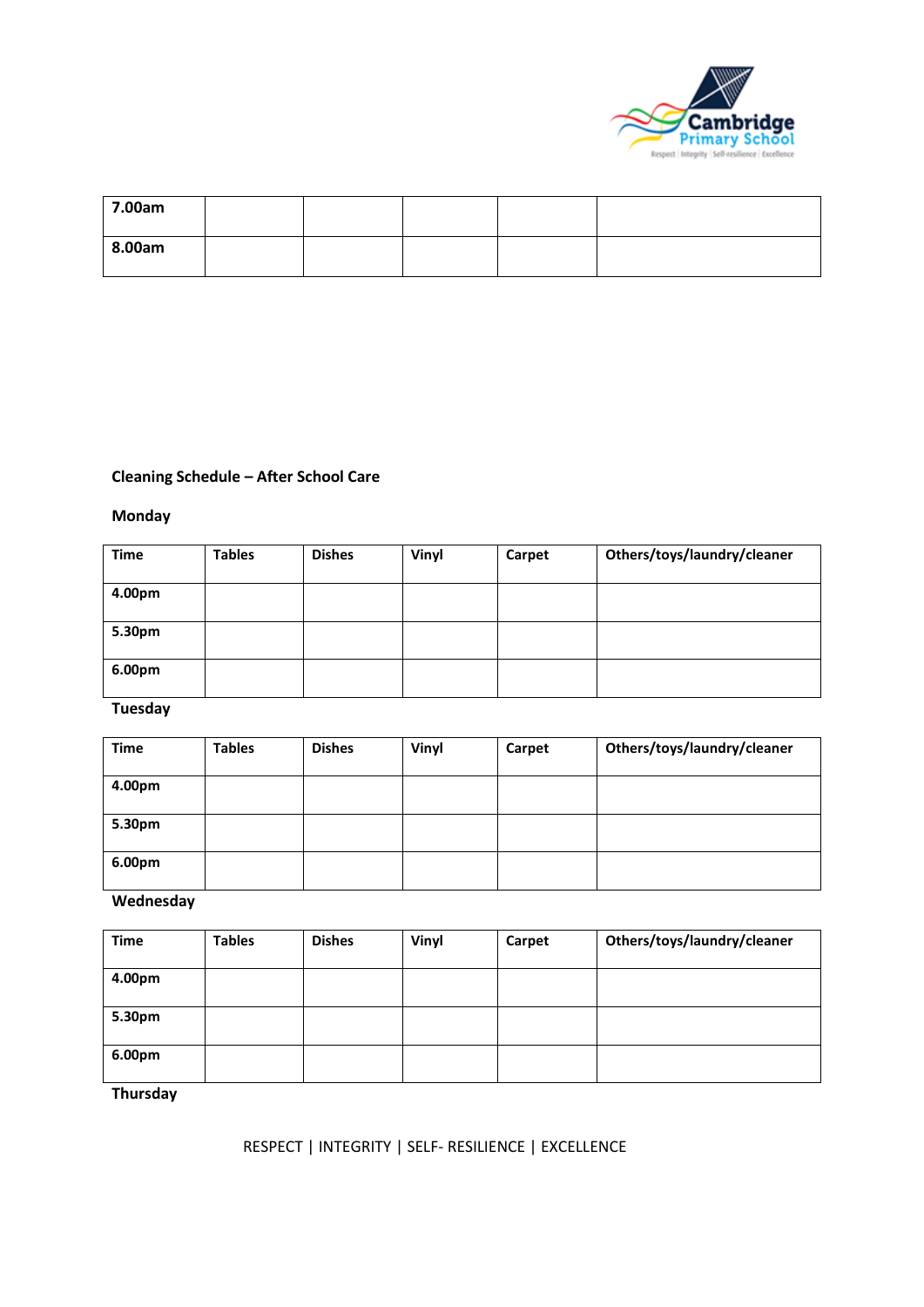| 7.00am | | | | | |
|---|---|---|---|---|---|
| 8.00am | | | | | |

**Cleaning Schedule – After School Care**

**Monday**

| Time | Tables | Dishes | Vinyl | Carpet | Others/toys/laundry/cleaner |
|---|---|---|---|---|---|
| 4.00pm | | | | | |
| 5.30pm | | | | | |
| 6.00pm | | | | | |

**Tuesday**

| Time | Tables | Dishes | Vinyl | Carpet | Others/toys/laundry/cleaner |
|---|---|---|---|---|---|
| 4.00pm | | | | | |
| 5.30pm | | | | | |
| 6.00pm | | | | | |

**Wednesday**

| Time | Tables | Dishes | Vinyl | Carpet | Others/toys/laundry/cleaner |
|---|---|---|---|---|---|
| 4.00pm | | | | | |
| 5.30pm | | | | | |
| 6.00pm | | | | | |

**Thursday**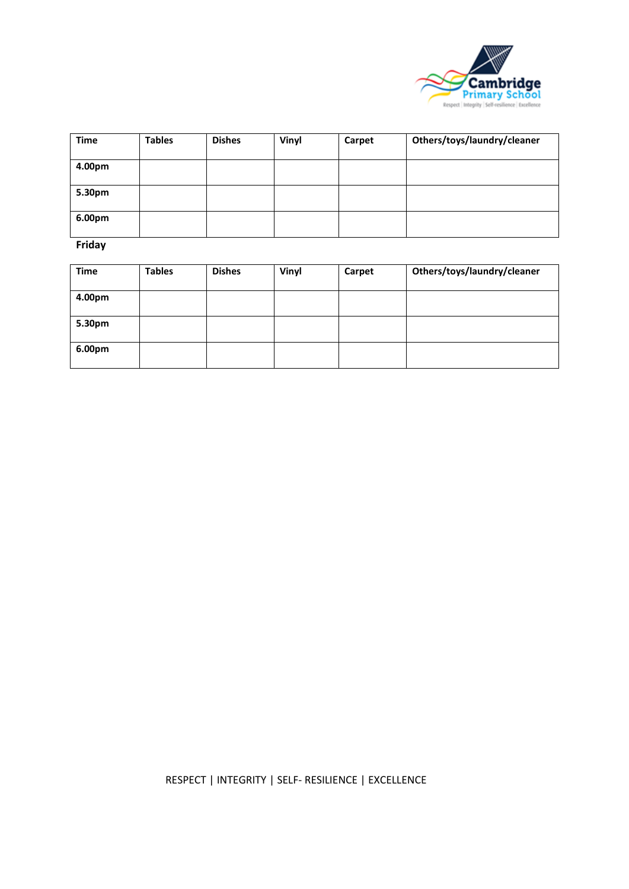| Time | Tables | Dishes | Vinyl | Carpet | Others/toys/laundry/cleaner |
|---|---|---|---|---|---|
| 4.00pm | | | | | |
| 5.30pm | | | | | |
| 6.00pm | | | | | |

**Friday**

| Time | Tables | Dishes | Vinyl | Carpet | Others/toys/laundry/cleaner |
|---|---|---|---|---|---|
| 4.00pm | | | | | |
| 5.30pm | | | | | |
| 6.00pm | | | | | |